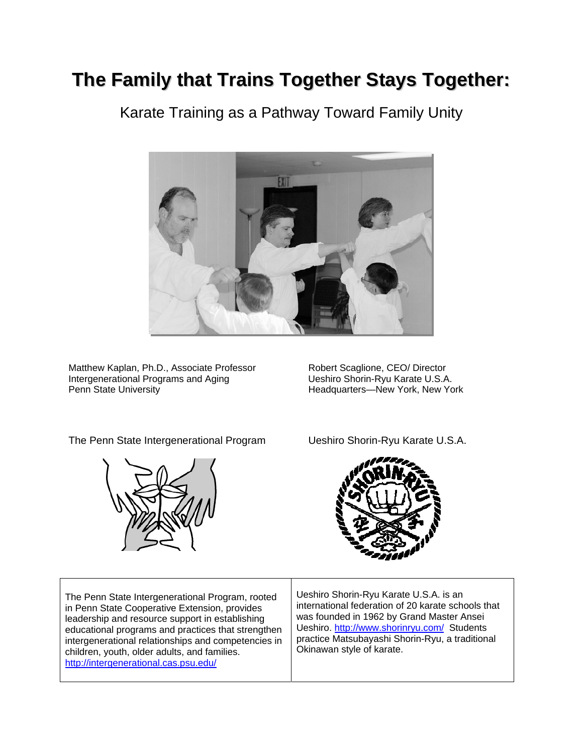# The Family that Trains Together Stays Together:

## Karate Training as a Pathway Toward Family Unity

Matthew Kaplan, Ph.D., Associate Professor
Intergenerational Programs and Aging
Penn State University

Robert Scaglione, CEO/ Director
Ueshiro Shorin-Ryu Karate U.S.A.
Headquarters—New York, New York

The Penn State Intergenerational Program

Ueshiro Shorin-Ryu Karate U.S.A.

| The Penn State Intergenerational Program, rooted in Penn State Cooperative Extension, provides leadership and resource support in establishing educational programs and practices that strengthen intergenerational relationships and competencies in children, youth, older adults, and families. http://intergenerational.cas.psu.edu/ | Ueshiro Shorin-Ryu Karate U.S.A. is an international federation of 20 karate schools that was founded in 1962 by Grand Master Ansei Ueshiro. http://www.shorinryu.com/ Students practice Matsubayashi Shorin-Ryu, a traditional Okinawan style of karate. |
|---|---|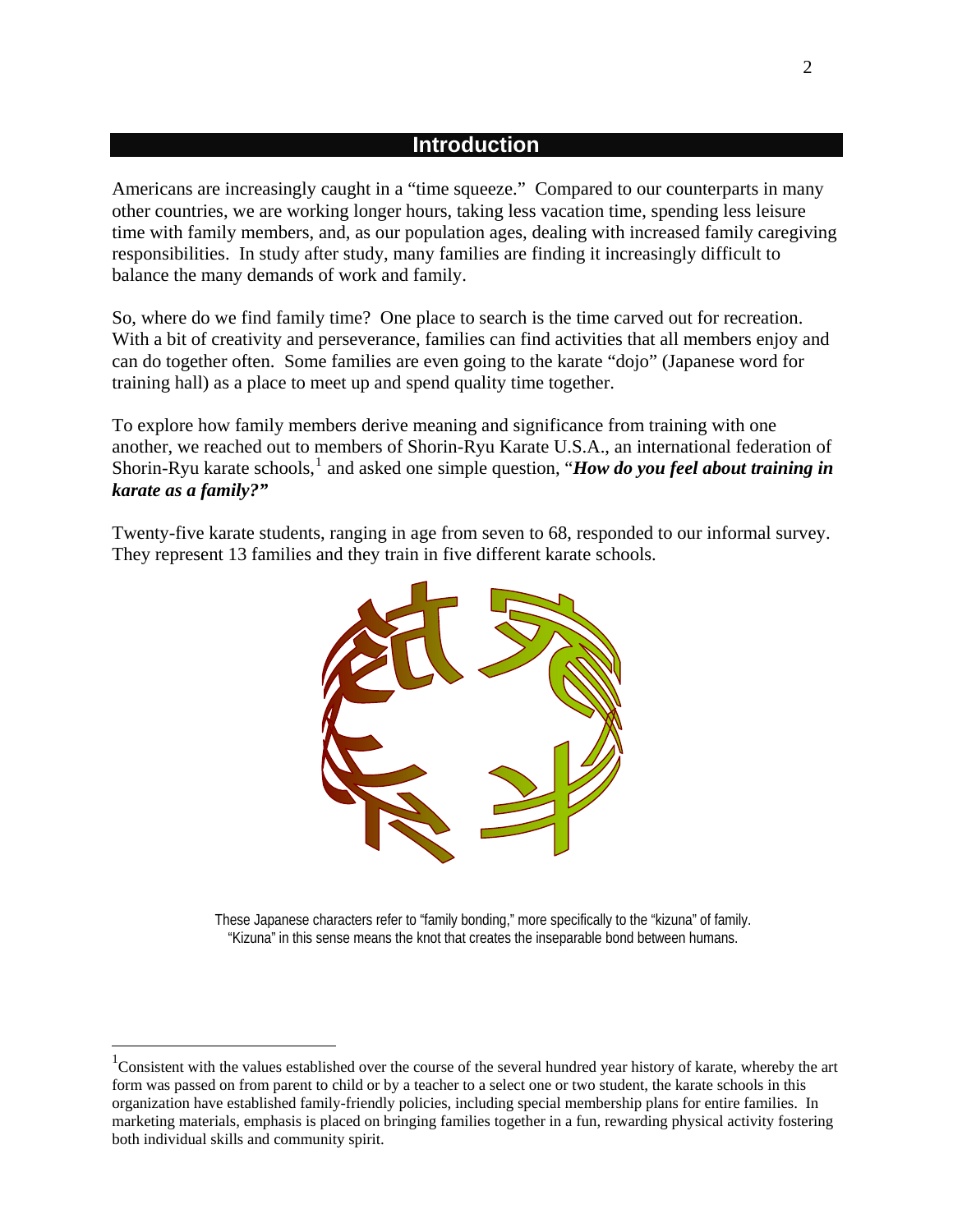## Introduction

Americans are increasingly caught in a "time squeeze." Compared to our counterparts in many other countries, we are working longer hours, taking less vacation time, spending less leisure time with family members, and, as our population ages, dealing with increased family caregiving responsibilities. In study after study, many families are finding it increasingly difficult to balance the many demands of work and family.

So, where do we find family time? One place to search is the time carved out for recreation. With a bit of creativity and perseverance, families can find activities that all members enjoy and can do together often. Some families are even going to the karate "dojo" (Japanese word for training hall) as a place to meet up and spend quality time together.

To explore how family members derive meaning and significance from training with one another, we reached out to members of Shorin-Ryu Karate U.S.A., an international federation of Shorin-Ryu karate schools,[1] and asked one simple question, "***How do you feel about training in karate as a family?***"

Twenty-five karate students, ranging in age from seven to 68, responded to our informal survey. They represent 13 families and they train in five different karate schools.

These Japanese characters refer to "family bonding," more specifically to the "kizuna" of family. "Kizuna" in this sense means the knot that creates the inseparable bond between humans.

[1] Consistent with the values established over the course of the several hundred year history of karate, whereby the art form was passed on from parent to child or by a teacher to a select one or two student, the karate schools in this organization have established family-friendly policies, including special membership plans for entire families. In marketing materials, emphasis is placed on bringing families together in a fun, rewarding physical activity fostering both individual skills and community spirit.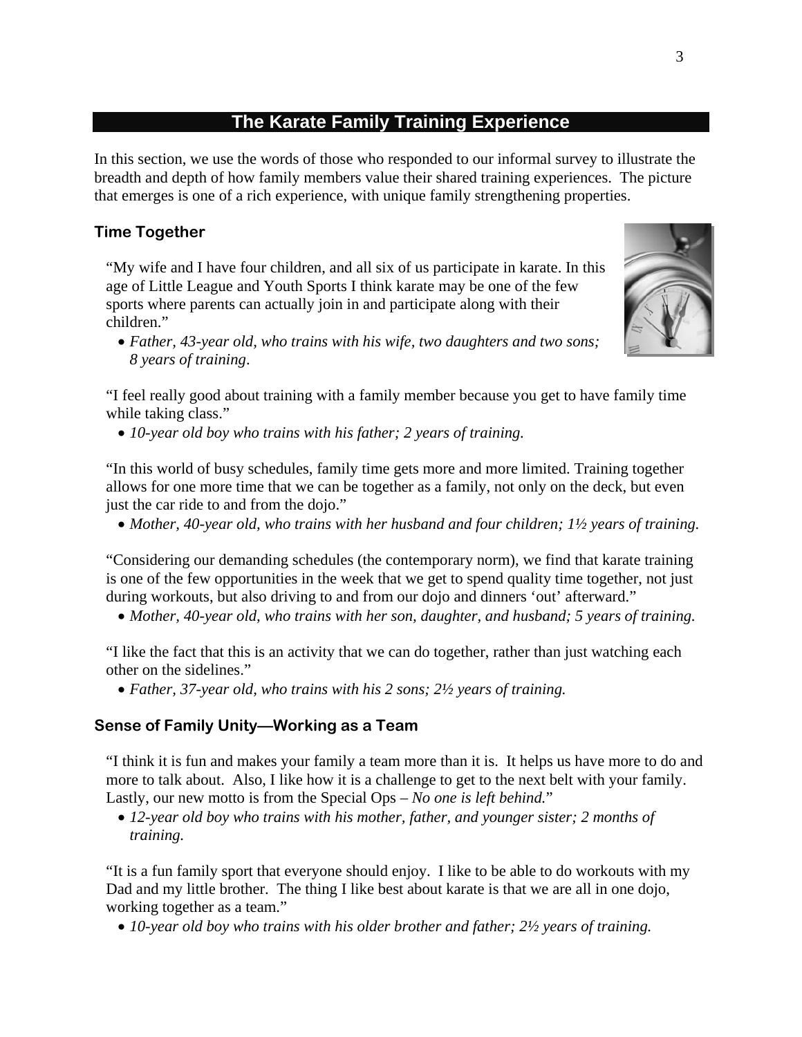## The Karate Family Training Experience

In this section, we use the words of those who responded to our informal survey to illustrate the breadth and depth of how family members value their shared training experiences. The picture that emerges is one of a rich experience, with unique family strengthening properties.

### Time Together

"My wife and I have four children, and all six of us participate in karate. In this age of Little League and Youth Sports I think karate may be one of the few sports where parents can actually join in and participate along with their children."

- *Father, 43-year old, who trains with his wife, two daughters and two sons; 8 years of training.*

"I feel really good about training with a family member because you get to have family time while taking class."

- *10-year old boy who trains with his father; 2 years of training.*

"In this world of busy schedules, family time gets more and more limited. Training together allows for one more time that we can be together as a family, not only on the deck, but even just the car ride to and from the dojo."

- *Mother, 40-year old, who trains with her husband and four children; 1½ years of training.*

"Considering our demanding schedules (the contemporary norm), we find that karate training is one of the few opportunities in the week that we get to spend quality time together, not just during workouts, but also driving to and from our dojo and dinners 'out' afterward."

- *Mother, 40-year old, who trains with her son, daughter, and husband; 5 years of training.*

"I like the fact that this is an activity that we can do together, rather than just watching each other on the sidelines."

- *Father, 37-year old, who trains with his 2 sons; 2½ years of training.*

### Sense of Family Unity—Working as a Team

"I think it is fun and makes your family a team more than it is. It helps us have more to do and more to talk about. Also, I like how it is a challenge to get to the next belt with your family. Lastly, our new motto is from the Special Ops – *No one is left behind.*"

- *12-year old boy who trains with his mother, father, and younger sister; 2 months of training.*

"It is a fun family sport that everyone should enjoy. I like to be able to do workouts with my Dad and my little brother. The thing I like best about karate is that we are all in one dojo, working together as a team."

- *10-year old boy who trains with his older brother and father; 2½ years of training.*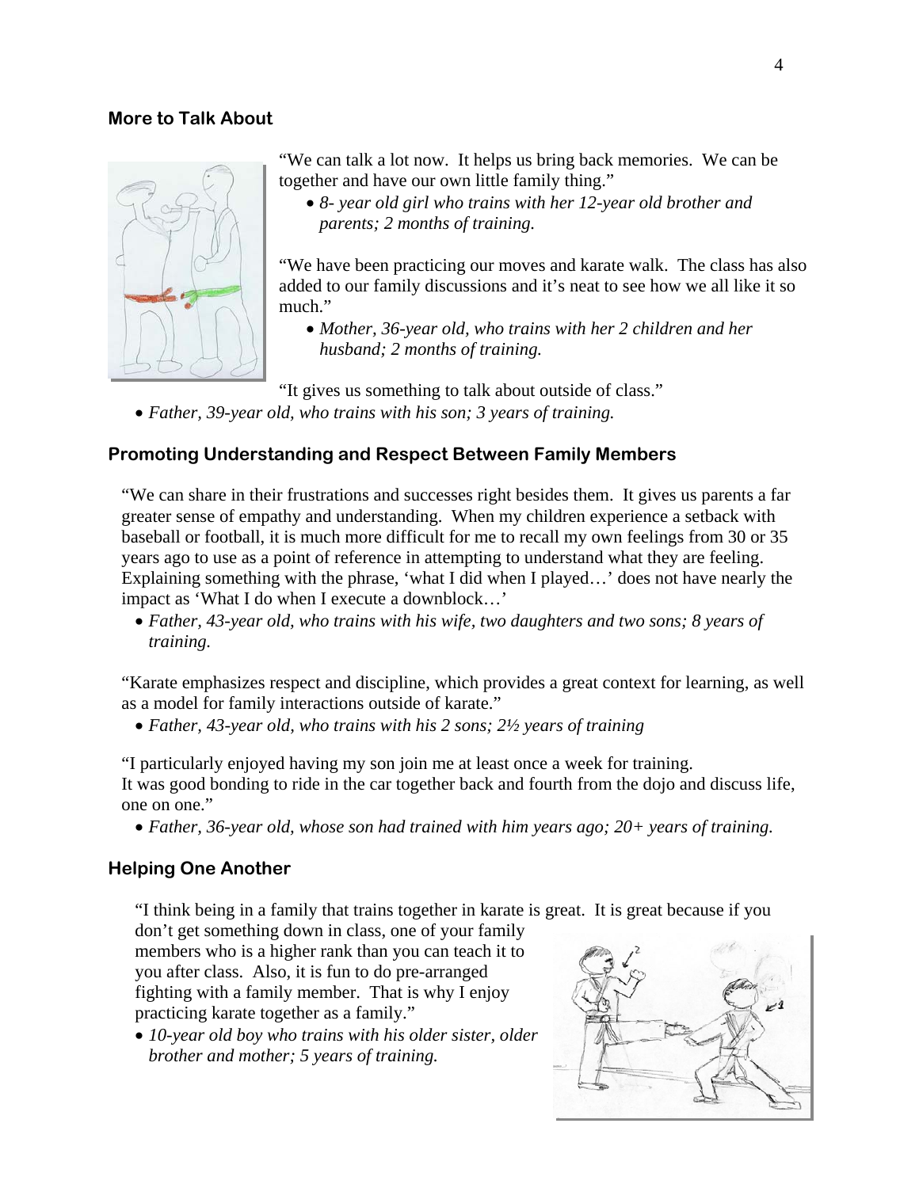### More to Talk About

"We can talk a lot now. It helps us bring back memories. We can be together and have our own little family thing."

- *8- year old girl who trains with her 12-year old brother and parents; 2 months of training.*

"We have been practicing our moves and karate walk. The class has also added to our family discussions and it's neat to see how we all like it so much."

- *Mother, 36-year old, who trains with her 2 children and her husband; 2 months of training.*

"It gives us something to talk about outside of class."

- *Father, 39-year old, who trains with his son; 3 years of training.*

### Promoting Understanding and Respect Between Family Members

"We can share in their frustrations and successes right besides them. It gives us parents a far greater sense of empathy and understanding. When my children experience a setback with baseball or football, it is much more difficult for me to recall my own feelings from 30 or 35 years ago to use as a point of reference in attempting to understand what they are feeling. Explaining something with the phrase, 'what I did when I played…' does not have nearly the impact as 'What I do when I execute a downblock…'

- *Father, 43-year old, who trains with his wife, two daughters and two sons; 8 years of training.*

"Karate emphasizes respect and discipline, which provides a great context for learning, as well as a model for family interactions outside of karate."

- *Father, 43-year old, who trains with his 2 sons; 2½ years of training*

"I particularly enjoyed having my son join me at least once a week for training. It was good bonding to ride in the car together back and fourth from the dojo and discuss life, one on one."

- *Father, 36-year old, whose son had trained with him years ago; 20+ years of training.*

### Helping One Another

"I think being in a family that trains together in karate is great. It is great because if you don't get something down in class, one of your family members who is a higher rank than you can teach it to you after class. Also, it is fun to do pre-arranged fighting with a family member. That is why I enjoy practicing karate together as a family."

- *10-year old boy who trains with his older sister, older brother and mother; 5 years of training.*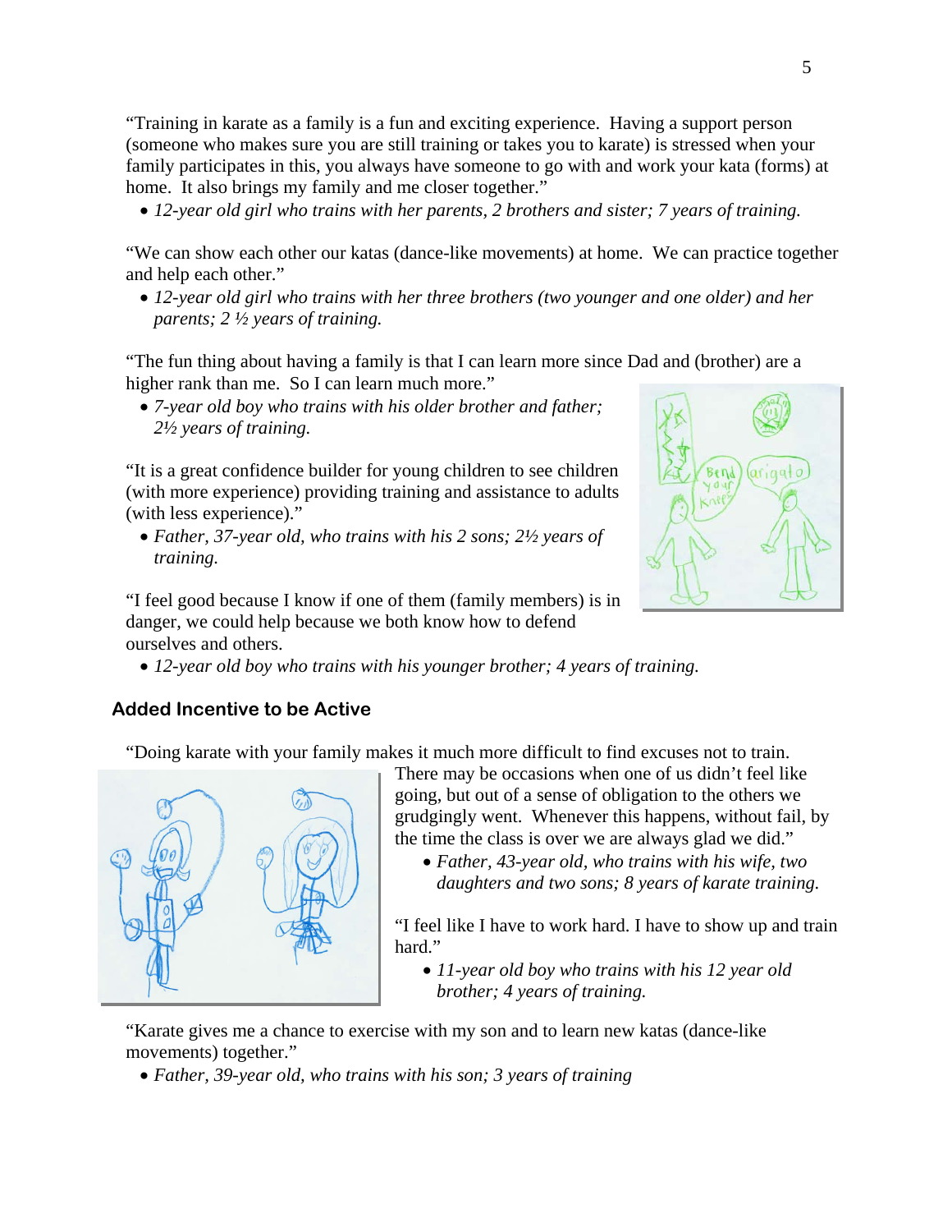"Training in karate as a family is a fun and exciting experience. Having a support person (someone who makes sure you are still training or takes you to karate) is stressed when your family participates in this, you always have someone to go with and work your kata (forms) at home. It also brings my family and me closer together."

- *12-year old girl who trains with her parents, 2 brothers and sister; 7 years of training.*

"We can show each other our katas (dance-like movements) at home. We can practice together and help each other."

- *12-year old girl who trains with her three brothers (two younger and one older) and her parents; 2 ½ years of training.*

"The fun thing about having a family is that I can learn more since Dad and (brother) are a higher rank than me. So I can learn much more."

- *7-year old boy who trains with his older brother and father; 2½ years of training.*

"It is a great confidence builder for young children to see children (with more experience) providing training and assistance to adults (with less experience)."

- *Father, 37-year old, who trains with his 2 sons; 2½ years of training.*

"I feel good because I know if one of them (family members) is in danger, we could help because we both know how to defend ourselves and others.

- *12-year old boy who trains with his younger brother; 4 years of training.*

### Added Incentive to be Active

"Doing karate with your family makes it much more difficult to find excuses not to train. There may be occasions when one of us didn't feel like going, but out of a sense of obligation to the others we grudgingly went. Whenever this happens, without fail, by the time the class is over we are always glad we did."

- *Father, 43-year old, who trains with his wife, two daughters and two sons; 8 years of karate training.*

"I feel like I have to work hard. I have to show up and train hard."

- *11-year old boy who trains with his 12 year old brother; 4 years of training.*

"Karate gives me a chance to exercise with my son and to learn new katas (dance-like movements) together."

- *Father, 39-year old, who trains with his son; 3 years of training*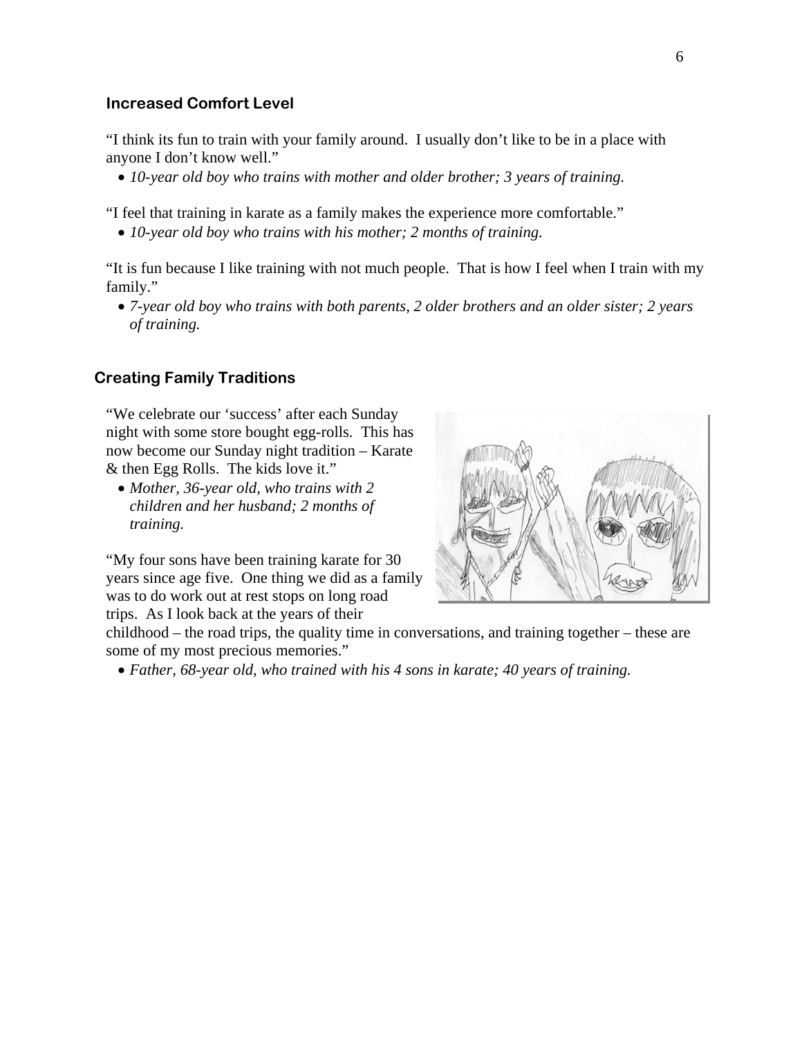### Increased Comfort Level

"I think its fun to train with your family around. I usually don't like to be in a place with anyone I don't know well."

- *10-year old boy who trains with mother and older brother; 3 years of training.*

"I feel that training in karate as a family makes the experience more comfortable."

- *10-year old boy who trains with his mother; 2 months of training.*

"It is fun because I like training with not much people. That is how I feel when I train with my family."

- *7-year old boy who trains with both parents, 2 older brothers and an older sister; 2 years of training.*

### Creating Family Traditions

"We celebrate our 'success' after each Sunday night with some store bought egg-rolls. This has now become our Sunday night tradition – Karate & then Egg Rolls. The kids love it."

- *Mother, 36-year old, who trains with 2 children and her husband; 2 months of training.*

"My four sons have been training karate for 30 years since age five. One thing we did as a family was to do work out at rest stops on long road trips. As I look back at the years of their childhood – the road trips, the quality time in conversations, and training together – these are some of my most precious memories."

- *Father, 68-year old, who trained with his 4 sons in karate; 40 years of training.*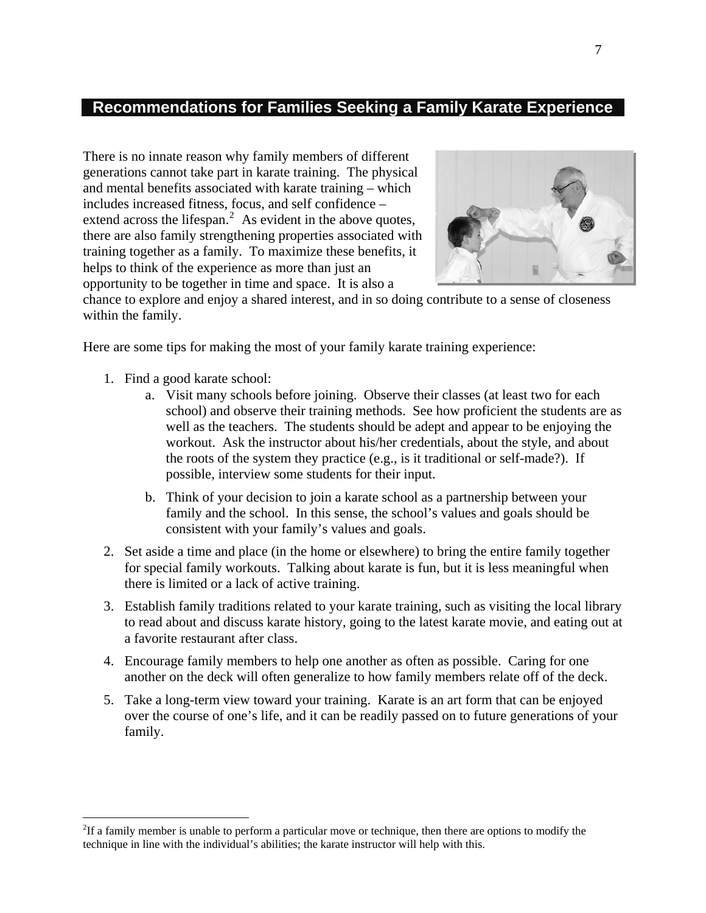## Recommendations for Families Seeking a Family Karate Experience

There is no innate reason why family members of different generations cannot take part in karate training. The physical and mental benefits associated with karate training – which includes increased fitness, focus, and self confidence – extend across the lifespan.[2] As evident in the above quotes, there are also family strengthening properties associated with training together as a family. To maximize these benefits, it helps to think of the experience as more than just an opportunity to be together in time and space. It is also a chance to explore and enjoy a shared interest, and in so doing contribute to a sense of closeness within the family.

Here are some tips for making the most of your family karate training experience:

1. Find a good karate school:
   a. Visit many schools before joining. Observe their classes (at least two for each school) and observe their training methods. See how proficient the students are as well as the teachers. The students should be adept and appear to be enjoying the workout. Ask the instructor about his/her credentials, about the style, and about the roots of the system they practice (e.g., is it traditional or self-made?). If possible, interview some students for their input.
   b. Think of your decision to join a karate school as a partnership between your family and the school. In this sense, the school's values and goals should be consistent with your family's values and goals.
2. Set aside a time and place (in the home or elsewhere) to bring the entire family together for special family workouts. Talking about karate is fun, but it is less meaningful when there is limited or a lack of active training.
3. Establish family traditions related to your karate training, such as visiting the local library to read about and discuss karate history, going to the latest karate movie, and eating out at a favorite restaurant after class.
4. Encourage family members to help one another as often as possible. Caring for one another on the deck will often generalize to how family members relate off of the deck.
5. Take a long-term view toward your training. Karate is an art form that can be enjoyed over the course of one's life, and it can be readily passed on to future generations of your family.

---

[2] If a family member is unable to perform a particular move or technique, then there are options to modify the technique in line with the individual's abilities; the karate instructor will help with this.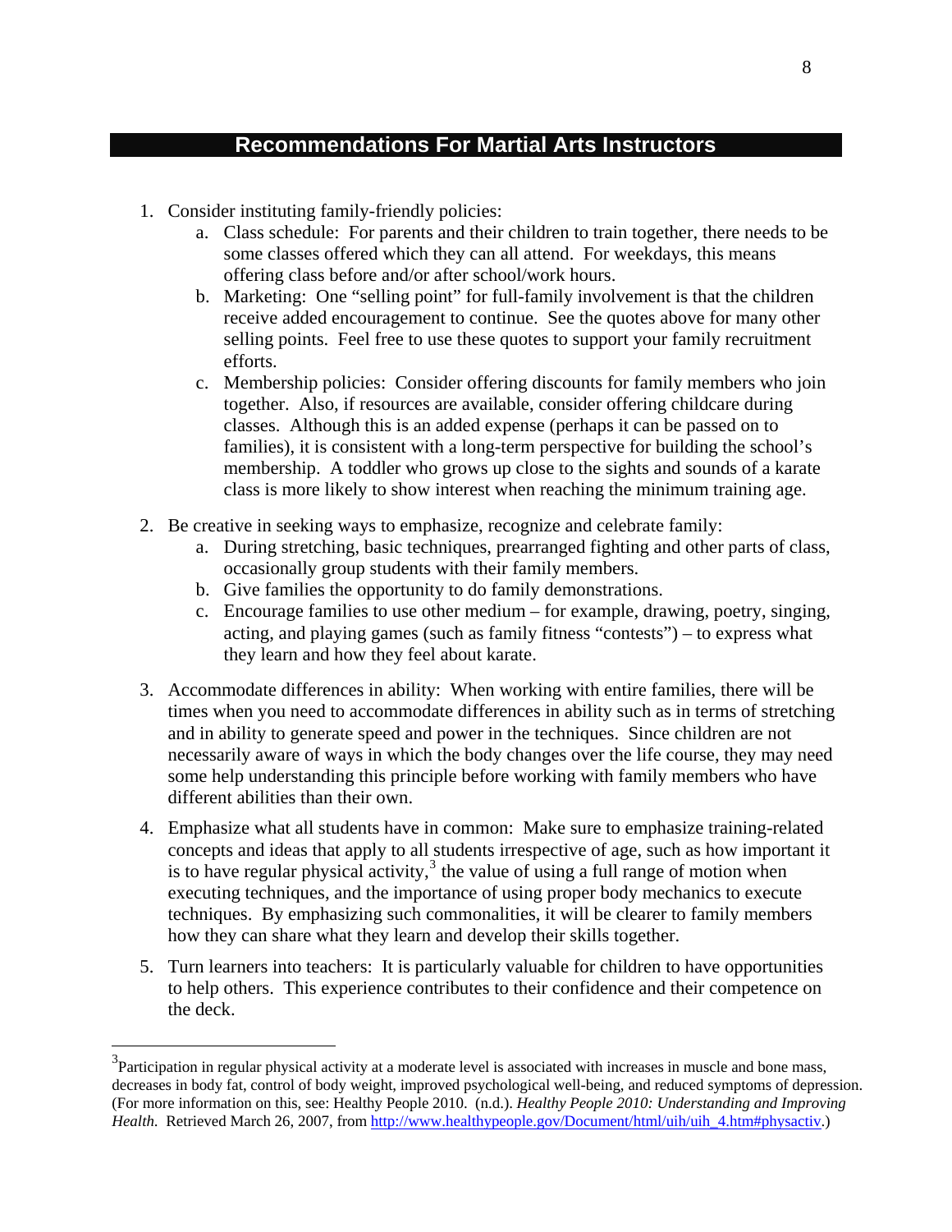## Recommendations For Martial Arts Instructors

1. Consider instituting family-friendly policies:
   a. Class schedule: For parents and their children to train together, there needs to be some classes offered which they can all attend. For weekdays, this means offering class before and/or after school/work hours.
   b. Marketing: One "selling point" for full-family involvement is that the children receive added encouragement to continue. See the quotes above for many other selling points. Feel free to use these quotes to support your family recruitment efforts.
   c. Membership policies: Consider offering discounts for family members who join together. Also, if resources are available, consider offering childcare during classes. Although this is an added expense (perhaps it can be passed on to families), it is consistent with a long-term perspective for building the school's membership. A toddler who grows up close to the sights and sounds of a karate class is more likely to show interest when reaching the minimum training age.
2. Be creative in seeking ways to emphasize, recognize and celebrate family:
   a. During stretching, basic techniques, prearranged fighting and other parts of class, occasionally group students with their family members.
   b. Give families the opportunity to do family demonstrations.
   c. Encourage families to use other medium – for example, drawing, poetry, singing, acting, and playing games (such as family fitness "contests") – to express what they learn and how they feel about karate.
3. Accommodate differences in ability: When working with entire families, there will be times when you need to accommodate differences in ability such as in terms of stretching and in ability to generate speed and power in the techniques. Since children are not necessarily aware of ways in which the body changes over the life course, they may need some help understanding this principle before working with family members who have different abilities than their own.
4. Emphasize what all students have in common: Make sure to emphasize training-related concepts and ideas that apply to all students irrespective of age, such as how important it is to have regular physical activity,[3] the value of using a full range of motion when executing techniques, and the importance of using proper body mechanics to execute techniques. By emphasizing such commonalities, it will be clearer to family members how they can share what they learn and develop their skills together.
5. Turn learners into teachers: It is particularly valuable for children to have opportunities to help others. This experience contributes to their confidence and their competence on the deck.

---

[3] Participation in regular physical activity at a moderate level is associated with increases in muscle and bone mass, decreases in body fat, control of body weight, improved psychological well-being, and reduced symptoms of depression. (For more information on this, see: Healthy People 2010. (n.d.). *Healthy People 2010: Understanding and Improving Health.* Retrieved March 26, 2007, from http://www.healthypeople.gov/Document/html/uih/uih_4.htm#physactiv.)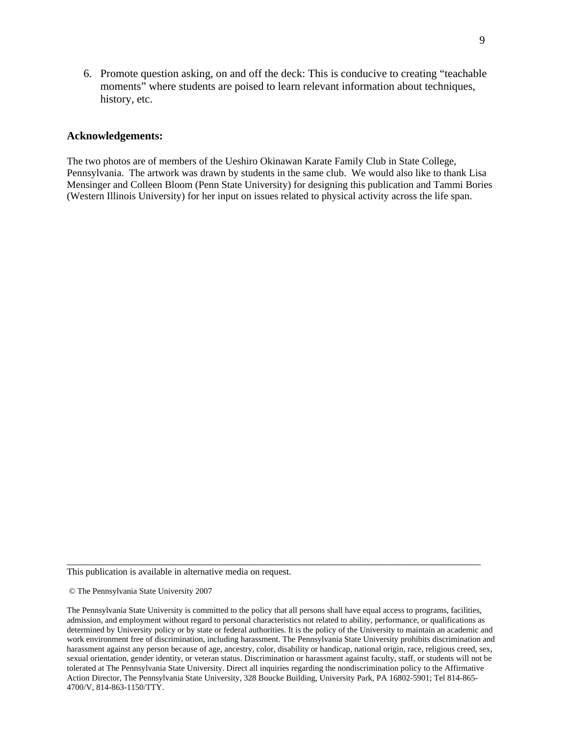6. Promote question asking, on and off the deck: This is conducive to creating "teachable moments" where students are poised to learn relevant information about techniques, history, etc.

**Acknowledgements:**

The two photos are of members of the Ueshiro Okinawan Karate Family Club in State College, Pennsylvania. The artwork was drawn by students in the same club. We would also like to thank Lisa Mensinger and Colleen Bloom (Penn State University) for designing this publication and Tammi Bories (Western Illinois University) for her input on issues related to physical activity across the life span.

---

This publication is available in alternative media on request.

© The Pennsylvania State University 2007

The Pennsylvania State University is committed to the policy that all persons shall have equal access to programs, facilities, admission, and employment without regard to personal characteristics not related to ability, performance, or qualifications as determined by University policy or by state or federal authorities. It is the policy of the University to maintain an academic and work environment free of discrimination, including harassment. The Pennsylvania State University prohibits discrimination and harassment against any person because of age, ancestry, color, disability or handicap, national origin, race, religious creed, sex, sexual orientation, gender identity, or veteran status. Discrimination or harassment against faculty, staff, or students will not be tolerated at The Pennsylvania State University. Direct all inquiries regarding the nondiscrimination policy to the Affirmative Action Director, The Pennsylvania State University, 328 Boucke Building, University Park, PA 16802-5901; Tel 814-865-4700/V, 814-863-1150/TTY.